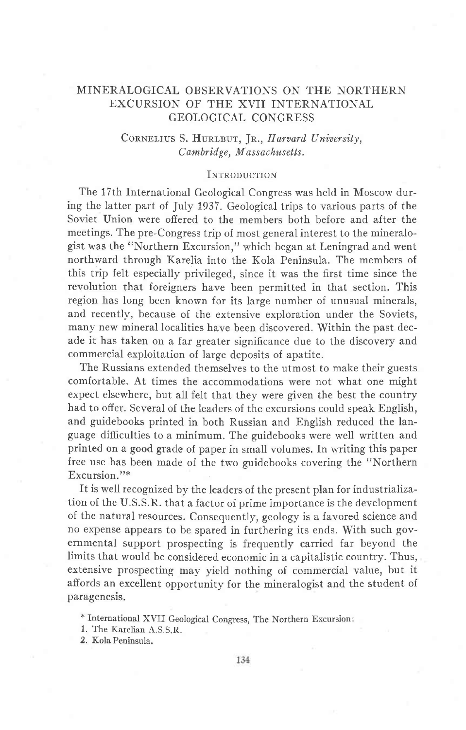# MINERALOGICAL OBSERVATIONS ON THE NORTHERN EXCURSION OF THE XVII INTERNATIONAL GEOLOGICAL CONGRESS

Cornelius S. Hurlbut, Jr., *Harvard University, Cambridge, Massachusetts.*

## Introduction

The 17th International Geological Congress was held in Moscow during the latter part of July 1937. Geological trips to various parts of the Soviet Union were offered to the members both before and after the meetings. The pre-Congress trip of most general interest to the mineralogist was the "Northern Excursion," which began at Leningrad and went northward through Karelia into the Kola Peninsula. The members of this trip felt especially privileged, since it was the first time since the revolution that foreigners have been permitted in that section. This region has long been known for its large number of unusual minerals, and recently, because of the extensive exploration under the Soviets, many new mineral localities have been discovered. Within the past decade it has taken on a far greater significance due to the discovery and commercial exploitation of large deposits of apatite.

The Russians extended themselves to the utmost to make their guests comfortable. At times the accommodations were not what one might expect elsewhere, but all felt that they were given the best the country had to offer. Several of the leaders of the excursions could speak English, and guidebooks printed in both Russian and English reduced the language difficulties to a minimum. The guidebooks were well written and printed on a good grade of paper in small volumes. In writing this paper free use has been made of the two guidebooks covering the "Northern Excursion."*

It is well recognized by the leaders of the present plan for industrialization of the U.S.S.R. that a factor of prime importance is the development of the natural resources. Consequently, geology is a favored science and no expense appears to be spared in furthering its ends. With such governmental support prospecting is frequently carried far beyond the limits that would be considered economic in a capitalistic country. Thus, extensive prospecting may yield nothing of commercial value, but it affords an excellent opportunity for the mineralogist and the student of paragenesis.

\* International XVII Geological Congress, The Northern Excursion:

1. The Karelian A.S.S.R.
2. Kola Peninsula.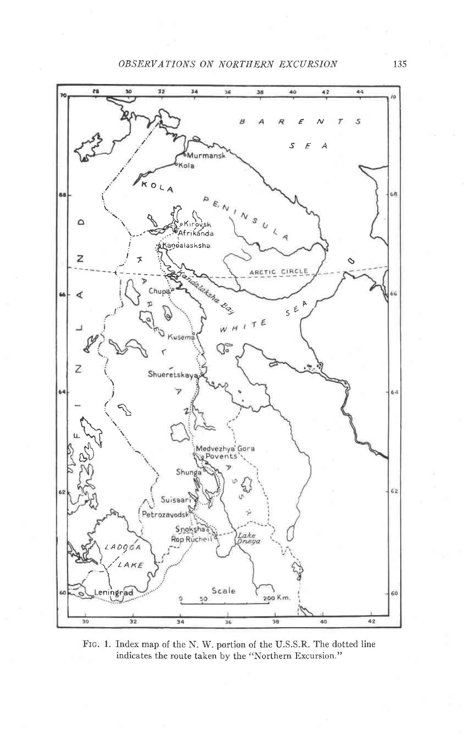FIG. 1. Index map of the N. W. portion of the U.S.S.R. The dotted line indicates the route taken by the "Northern Excursion."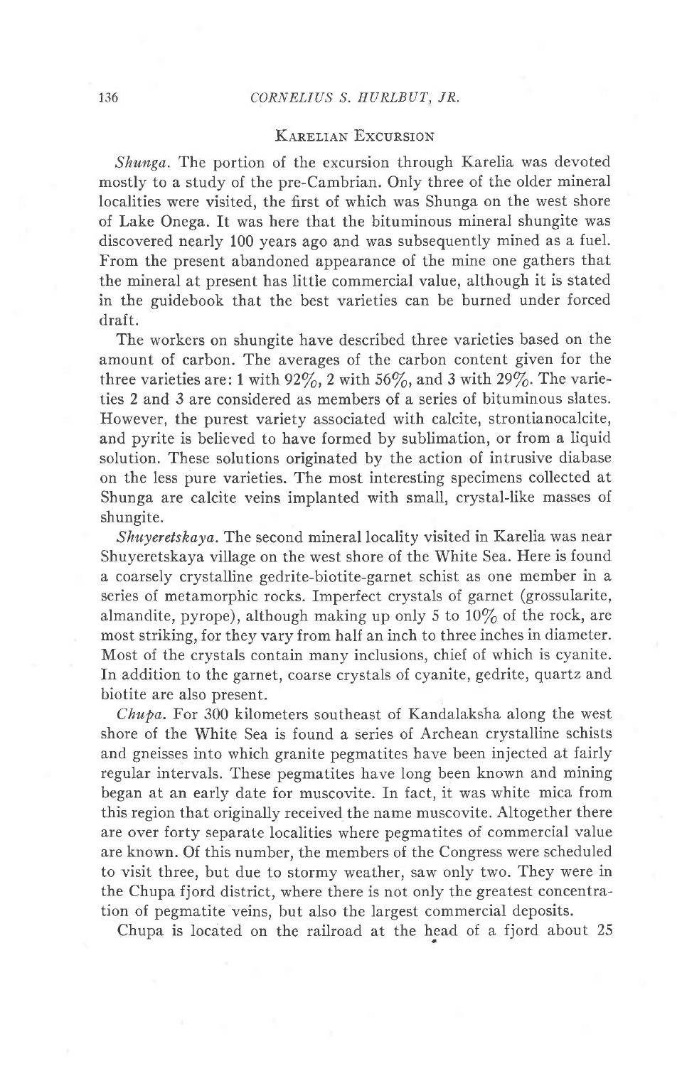## Karelian Excursion

*Shunga*. The portion of the excursion through Karelia was devoted mostly to a study of the pre-Cambrian. Only three of the older mineral localities were visited, the first of which was Shunga on the west shore of Lake Onega. It was here that the bituminous mineral shungite was discovered nearly 100 years ago and was subsequently mined as a fuel. From the present abandoned appearance of the mine one gathers that the mineral at present has little commercial value, although it is stated in the guidebook that the best varieties can be burned under forced draft.

The workers on shungite have described three varieties based on the amount of carbon. The averages of the carbon content given for the three varieties are: 1 with 92%, 2 with 56%, and 3 with 29%. The varieties 2 and 3 are considered as members of a series of bituminous slates. However, the purest variety associated with calcite, strontianocalcite, and pyrite is believed to have formed by sublimation, or from a liquid solution. These solutions originated by the action of intrusive diabase on the less pure varieties. The most interesting specimens collected at Shunga are calcite veins implanted with small, crystal-like masses of shungite.

*Shuyeretskaya*. The second mineral locality visited in Karelia was near Shuyeretskaya village on the west shore of the White Sea. Here is found a coarsely crystalline gedrite-biotite-garnet schist as one member in a series of metamorphic rocks. Imperfect crystals of garnet (grossularite, almandite, pyrope), although making up only 5 to 10% of the rock, are most striking, for they vary from half an inch to three inches in diameter. Most of the crystals contain many inclusions, chief of which is cyanite. In addition to the garnet, coarse crystals of cyanite, gedrite, quartz and biotite are also present.

*Chupa*. For 300 kilometers southeast of Kandalaksha along the west shore of the White Sea is found a series of Archean crystalline schists and gneisses into which granite pegmatites have been injected at fairly regular intervals. These pegmatites have long been known and mining began at an early date for muscovite. In fact, it was white mica from this region that originally received the name muscovite. Altogether there are over forty separate localities where pegmatites of commercial value are known. Of this number, the members of the Congress were scheduled to visit three, but due to stormy weather, saw only two. They were in the Chupa fjord district, where there is not only the greatest concentration of pegmatite veins, but also the largest commercial deposits.

Chupa is located on the railroad at the head of a fjord about 25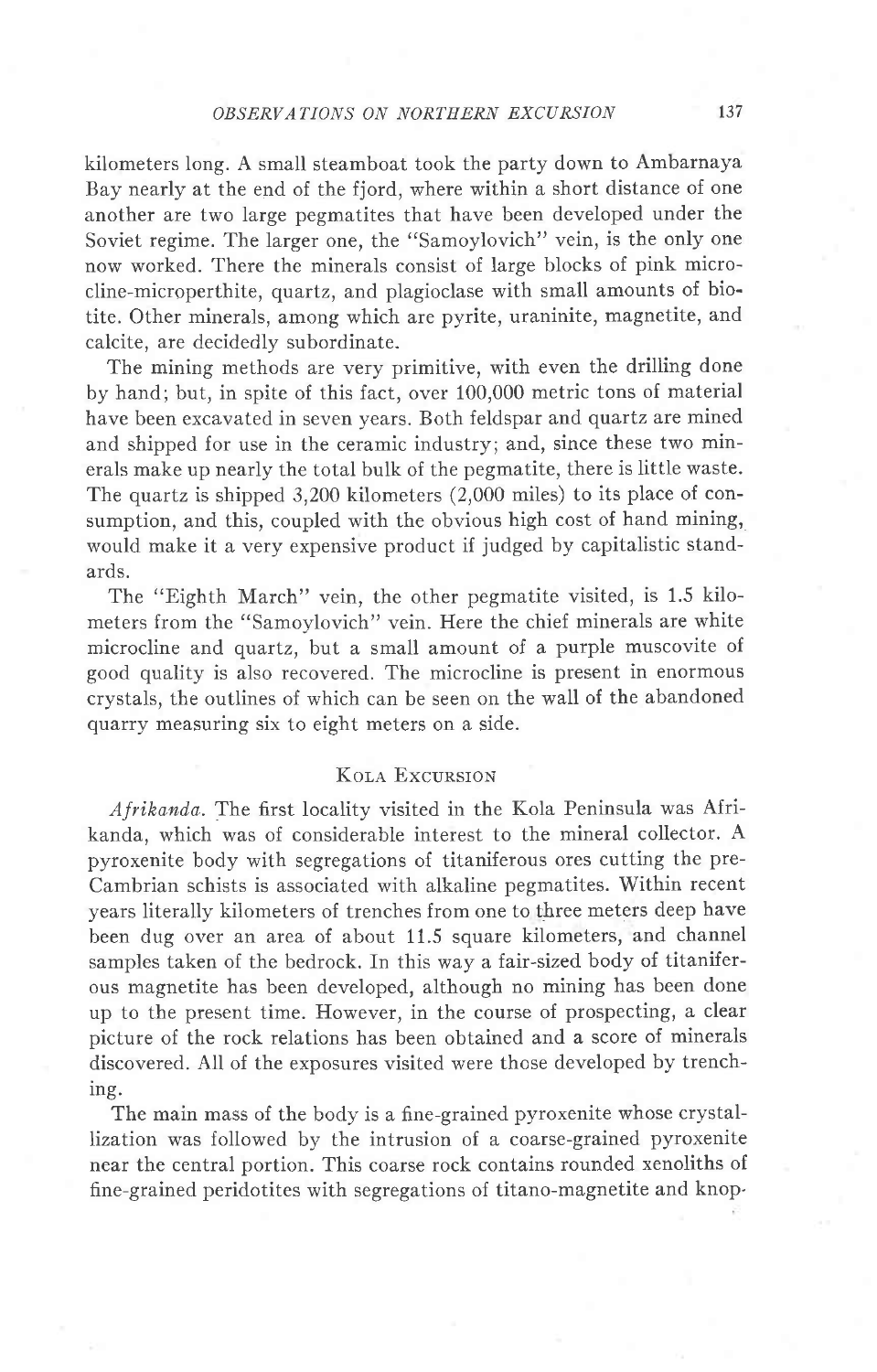kilometers long. A small steamboat took the party down to Ambarnaya Bay nearly at the end of the fjord, where within a short distance of one another are two large pegmatites that have been developed under the Soviet regime. The larger one, the "Samoylovich" vein, is the only one now worked. There the minerals consist of large blocks of pink microcline-microperthite, quartz, and plagioclase with small amounts of biotite. Other minerals, among which are pyrite, uraninite, magnetite, and calcite, are decidedly subordinate.

The mining methods are very primitive, with even the drilling done by hand; but, in spite of this fact, over 100,000 metric tons of material have been excavated in seven years. Both feldspar and quartz are mined and shipped for use in the ceramic industry; and, since these two minerals make up nearly the total bulk of the pegmatite, there is little waste. The quartz is shipped 3,200 kilometers (2,000 miles) to its place of consumption, and this, coupled with the obvious high cost of hand mining, would make it a very expensive product if judged by capitalistic standards.

The "Eighth March" vein, the other pegmatite visited, is 1.5 kilometers from the "Samoylovich" vein. Here the chief minerals are white microcline and quartz, but a small amount of a purple muscovite of good quality is also recovered. The microcline is present in enormous crystals, the outlines of which can be seen on the wall of the abandoned quarry measuring six to eight meters on a side.

## Kola Excursion

*Afrikanda.* The first locality visited in the Kola Peninsula was Afrikanda, which was of considerable interest to the mineral collector. A pyroxenite body with segregations of titaniferous ores cutting the pre-Cambrian schists is associated with alkaline pegmatites. Within recent years literally kilometers of trenches from one to three meters deep have been dug over an area of about 11.5 square kilometers, and channel samples taken of the bedrock. In this way a fair-sized body of titaniferous magnetite has been developed, although no mining has been done up to the present time. However, in the course of prospecting, a clear picture of the rock relations has been obtained and a score of minerals discovered. All of the exposures visited were those developed by trenching.

The main mass of the body is a fine-grained pyroxenite whose crystallization was followed by the intrusion of a coarse-grained pyroxenite near the central portion. This coarse rock contains rounded xenoliths of fine-grained peridotites with segregations of titano-magnetite and knop-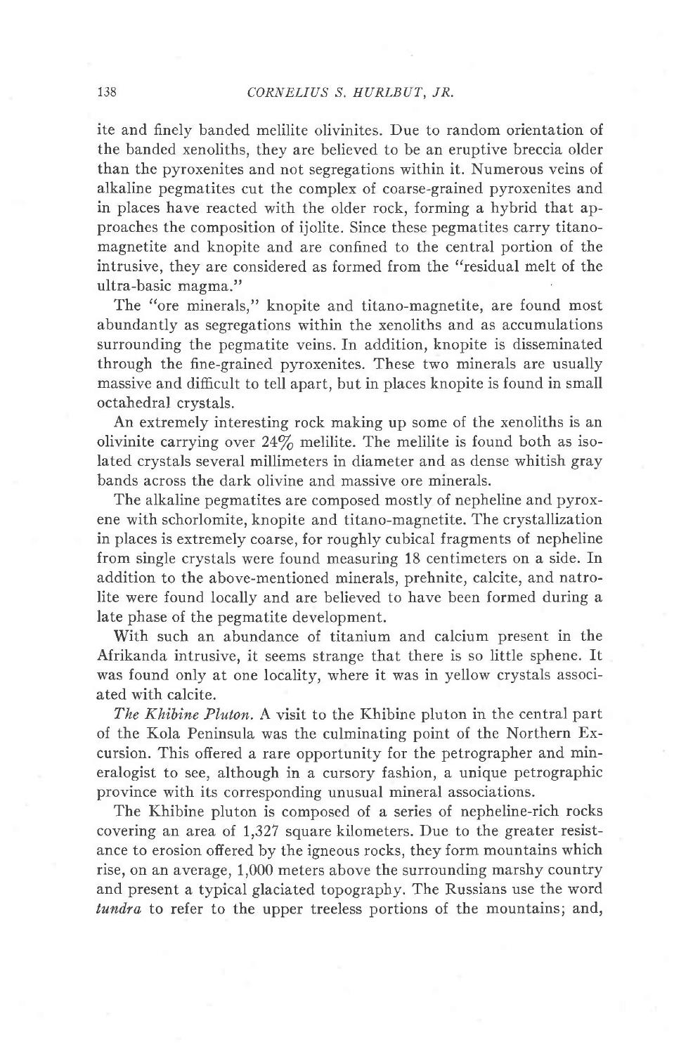ite and finely banded melilite olivinites. Due to random orientation of the banded xenoliths, they are believed to be an eruptive breccia older than the pyroxenites and not segregations within it. Numerous veins of alkaline pegmatites cut the complex of coarse-grained pyroxenites and in places have reacted with the older rock, forming a hybrid that approaches the composition of ijolite. Since these pegmatites carry titano-magnetite and knopite and are confined to the central portion of the intrusive, they are considered as formed from the "residual melt of the ultra-basic magma."

The "ore minerals," knopite and titano-magnetite, are found most abundantly as segregations within the xenoliths and as accumulations surrounding the pegmatite veins. In addition, knopite is disseminated through the fine-grained pyroxenites. These two minerals are usually massive and difficult to tell apart, but in places knopite is found in small octahedral crystals.

An extremely interesting rock making up some of the xenoliths is an olivinite carrying over 24% melilite. The melilite is found both as isolated crystals several millimeters in diameter and as dense whitish gray bands across the dark olivine and massive ore minerals.

The alkaline pegmatites are composed mostly of nepheline and pyroxene with schorlomite, knopite and titano-magnetite. The crystallization in places is extremely coarse, for roughly cubical fragments of nepheline from single crystals were found measuring 18 centimeters on a side. In addition to the above-mentioned minerals, prehnite, calcite, and natrolite were found locally and are believed to have been formed during a late phase of the pegmatite development.

With such an abundance of titanium and calcium present in the Afrikanda intrusive, it seems strange that there is so little sphene. It was found only at one locality, where it was in yellow crystals associated with calcite.

*The Khibine Pluton.* A visit to the Khibine pluton in the central part of the Kola Peninsula was the culminating point of the Northern Excursion. This offered a rare opportunity for the petrographer and mineralogist to see, although in a cursory fashion, a unique petrographic province with its corresponding unusual mineral associations.

The Khibine pluton is composed of a series of nepheline-rich rocks covering an area of 1,327 square kilometers. Due to the greater resistance to erosion offered by the igneous rocks, they form mountains which rise, on an average, 1,000 meters above the surrounding marshy country and present a typical glaciated topography. The Russians use the word *tundra* to refer to the upper treeless portions of the mountains; and,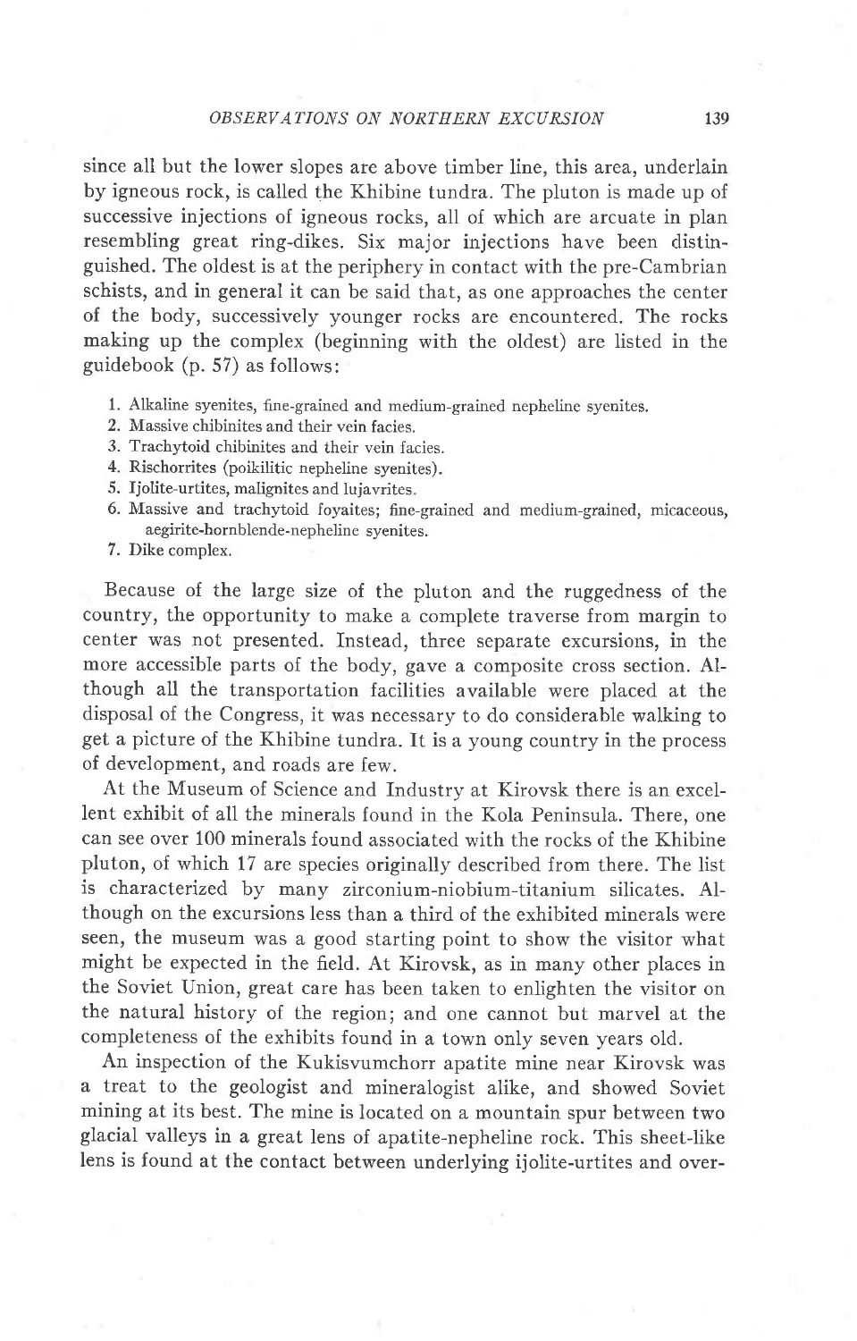since all but the lower slopes are above timber line, this area, underlain by igneous rock, is called the Khibine tundra. The pluton is made up of successive injections of igneous rocks, all of which are arcuate in plan resembling great ring-dikes. Six major injections have been distinguished. The oldest is at the periphery in contact with the pre-Cambrian schists, and in general it can be said that, as one approaches the center of the body, successively younger rocks are encountered. The rocks making up the complex (beginning with the oldest) are listed in the guidebook (p. 57) as follows:

1. Alkaline syenites, fine-grained and medium-grained nepheline syenites.
2. Massive chibinites and their vein facies.
3. Trachytoid chibinites and their vein facies.
4. Rischorrites (poikilitic nepheline syenites).
5. Ijolite-urtites, malignites and lujavrites.
6. Massive and trachytoid foyaites; fine-grained and medium-grained, micaceous, aegirite-hornblende-nepheline syenites.
7. Dike complex.

Because of the large size of the pluton and the ruggedness of the country, the opportunity to make a complete traverse from margin to center was not presented. Instead, three separate excursions, in the more accessible parts of the body, gave a composite cross section. Although all the transportation facilities available were placed at the disposal of the Congress, it was necessary to do considerable walking to get a picture of the Khibine tundra. It is a young country in the process of development, and roads are few.

At the Museum of Science and Industry at Kirovsk there is an excellent exhibit of all the minerals found in the Kola Peninsula. There, one can see over 100 minerals found associated with the rocks of the Khibine pluton, of which 17 are species originally described from there. The list is characterized by many zirconium-niobium-titanium silicates. Although on the excursions less than a third of the exhibited minerals were seen, the museum was a good starting point to show the visitor what might be expected in the field. At Kirovsk, as in many other places in the Soviet Union, great care has been taken to enlighten the visitor on the natural history of the region; and one cannot but marvel at the completeness of the exhibits found in a town only seven years old.

An inspection of the Kukisvumchorr apatite mine near Kirovsk was a treat to the geologist and mineralogist alike, and showed Soviet mining at its best. The mine is located on a mountain spur between two glacial valleys in a great lens of apatite-nepheline rock. This sheet-like lens is found at the contact between underlying ijolite-urtites and over-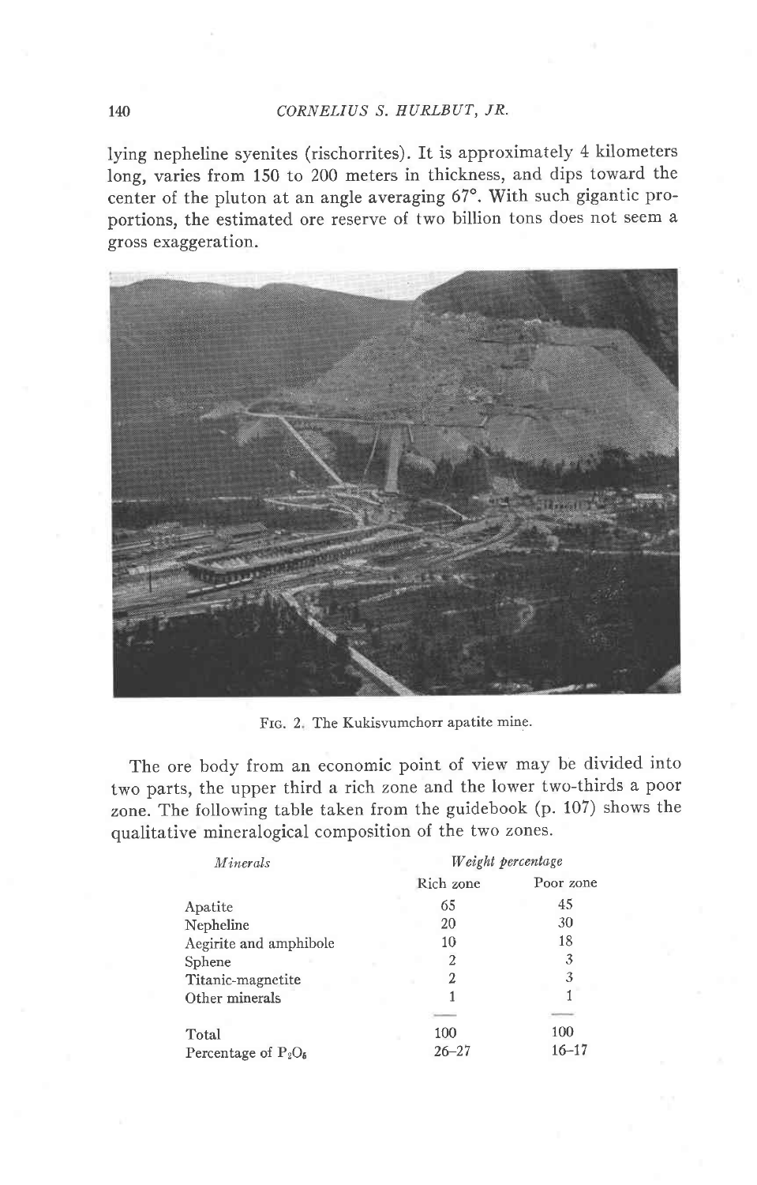lying nepheline syenites (rischorrites). It is approximately 4 kilometers long, varies from 150 to 200 meters in thickness, and dips toward the center of the pluton at an angle averaging 67°. With such gigantic proportions, the estimated ore reserve of two billion tons does not seem a gross exaggeration.

Fig. 2. The Kukisvumchorr apatite mine.

The ore body from an economic point of view may be divided into two parts, the upper third a rich zone and the lower two-thirds a poor zone. The following table taken from the guidebook (p. 107) shows the qualitative mineralogical composition of the two zones.

| *Minerals* | *Weight percentage* | |
|---|---|---|
| | Rich zone | Poor zone |
| Apatite | 65 | 45 |
| Nepheline | 20 | 30 |
| Aegirite and amphibole | 10 | 18 |
| Sphene | 2 | 3 |
| Titanic-magnetite | 2 | 3 |
| Other minerals | 1 | 1 |
| Total | 100 | 100 |
| Percentage of $P_2O_5$ | 26–27 | 16–17 |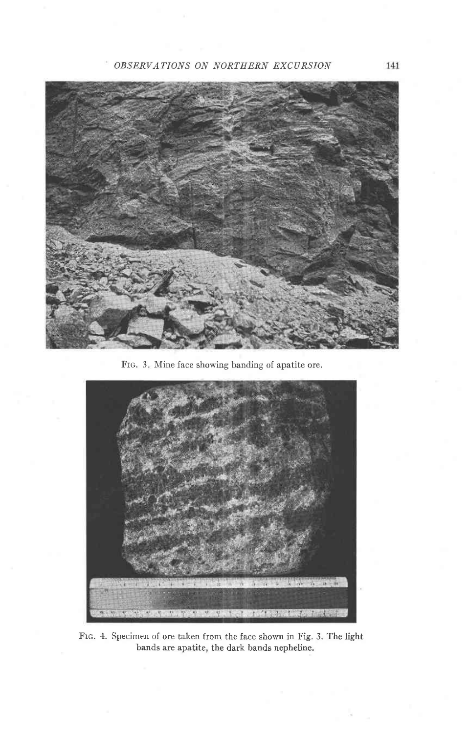Fig. 3. Mine face showing banding of apatite ore.

Fig. 4. Specimen of ore taken from the face shown in Fig. 3. The light bands are apatite, the dark bands nepheline.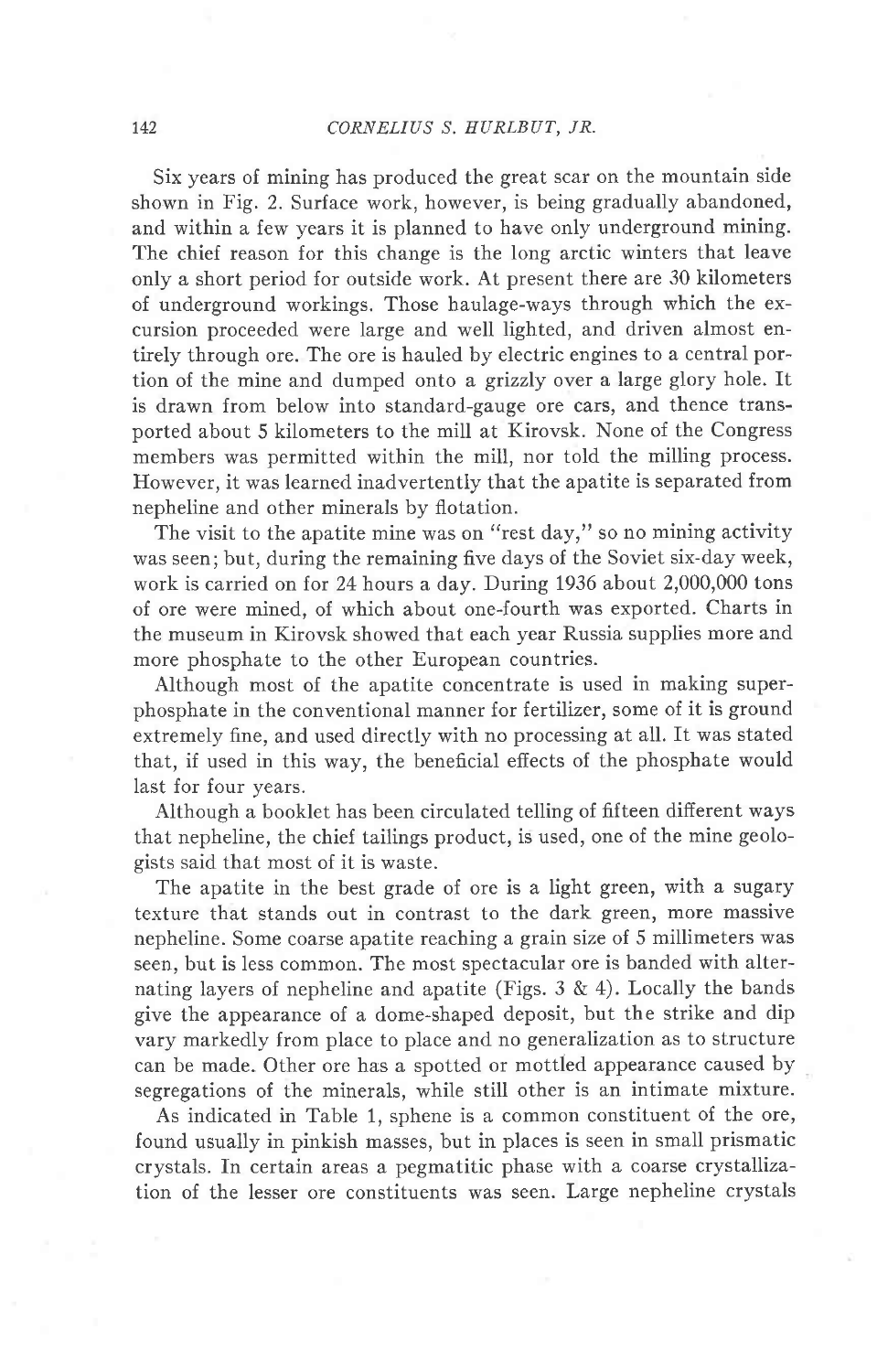Six years of mining has produced the great scar on the mountain side shown in Fig. 2. Surface work, however, is being gradually abandoned, and within a few years it is planned to have only underground mining. The chief reason for this change is the long arctic winters that leave only a short period for outside work. At present there are 30 kilometers of underground workings. Those haulage-ways through which the excursion proceeded were large and well lighted, and driven almost entirely through ore. The ore is hauled by electric engines to a central portion of the mine and dumped onto a grizzly over a large glory hole. It is drawn from below into standard-gauge ore cars, and thence transported about 5 kilometers to the mill at Kirovsk. None of the Congress members was permitted within the mill, nor told the milling process. However, it was learned inadvertently that the apatite is separated from nepheline and other minerals by flotation.

The visit to the apatite mine was on "rest day," so no mining activity was seen; but, during the remaining five days of the Soviet six-day week, work is carried on for 24 hours a day. During 1936 about 2,000,000 tons of ore were mined, of which about one-fourth was exported. Charts in the museum in Kirovsk showed that each year Russia supplies more and more phosphate to the other European countries.

Although most of the apatite concentrate is used in making superphosphate in the conventional manner for fertilizer, some of it is ground extremely fine, and used directly with no processing at all. It was stated that, if used in this way, the beneficial effects of the phosphate would last for four years.

Although a booklet has been circulated telling of fifteen different ways that nepheline, the chief tailings product, is used, one of the mine geologists said that most of it is waste.

The apatite in the best grade of ore is a light green, with a sugary texture that stands out in contrast to the dark green, more massive nepheline. Some coarse apatite reaching a grain size of 5 millimeters was seen, but is less common. The most spectacular ore is banded with alternating layers of nepheline and apatite (Figs. 3 & 4). Locally the bands give the appearance of a dome-shaped deposit, but the strike and dip vary markedly from place to place and no generalization as to structure can be made. Other ore has a spotted or mottled appearance caused by segregations of the minerals, while still other is an intimate mixture.

As indicated in Table 1, sphene is a common constituent of the ore, found usually in pinkish masses, but in places is seen in small prismatic crystals. In certain areas a pegmatitic phase with a coarse crystallization of the lesser ore constituents was seen. Large nepheline crystals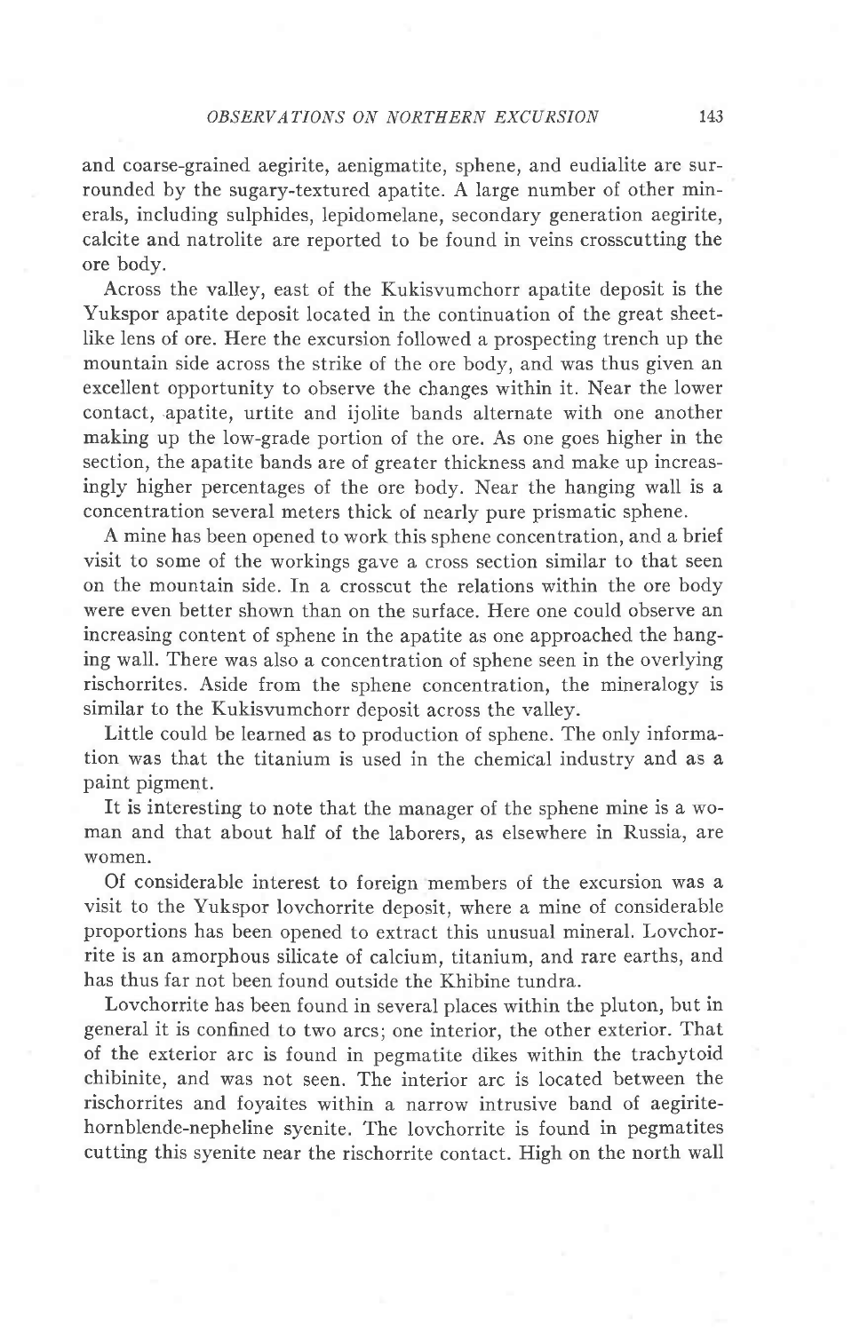and coarse-grained aegirite, aenigmatite, sphene, and eudialite are surrounded by the sugary-textured apatite. A large number of other minerals, including sulphides, lepidomelane, secondary generation aegirite, calcite and natrolite are reported to be found in veins crosscutting the ore body.

Across the valley, east of the Kukisvumchorr apatite deposit is the Yukspor apatite deposit located in the continuation of the great sheet-like lens of ore. Here the excursion followed a prospecting trench up the mountain side across the strike of the ore body, and was thus given an excellent opportunity to observe the changes within it. Near the lower contact, apatite, urtite and ijolite bands alternate with one another making up the low-grade portion of the ore. As one goes higher in the section, the apatite bands are of greater thickness and make up increasingly higher percentages of the ore body. Near the hanging wall is a concentration several meters thick of nearly pure prismatic sphene.

A mine has been opened to work this sphene concentration, and a brief visit to some of the workings gave a cross section similar to that seen on the mountain side. In a crosscut the relations within the ore body were even better shown than on the surface. Here one could observe an increasing content of sphene in the apatite as one approached the hanging wall. There was also a concentration of sphene seen in the overlying rischorrites. Aside from the sphene concentration, the mineralogy is similar to the Kukisvumchorr deposit across the valley.

Little could be learned as to production of sphene. The only information was that the titanium is used in the chemical industry and as a paint pigment.

It is interesting to note that the manager of the sphene mine is a woman and that about half of the laborers, as elsewhere in Russia, are women.

Of considerable interest to foreign members of the excursion was a visit to the Yukspor lovchorrite deposit, where a mine of considerable proportions has been opened to extract this unusual mineral. Lovchorrite is an amorphous silicate of calcium, titanium, and rare earths, and has thus far not been found outside the Khibine tundra.

Lovchorrite has been found in several places within the pluton, but in general it is confined to two arcs; one interior, the other exterior. That of the exterior arc is found in pegmatite dikes within the trachytoid chibinite, and was not seen. The interior arc is located between the rischorrites and foyaites within a narrow intrusive band of aegirite-hornblende-nepheline syenite. The lovchorrite is found in pegmatites cutting this syenite near the rischorrite contact. High on the north wall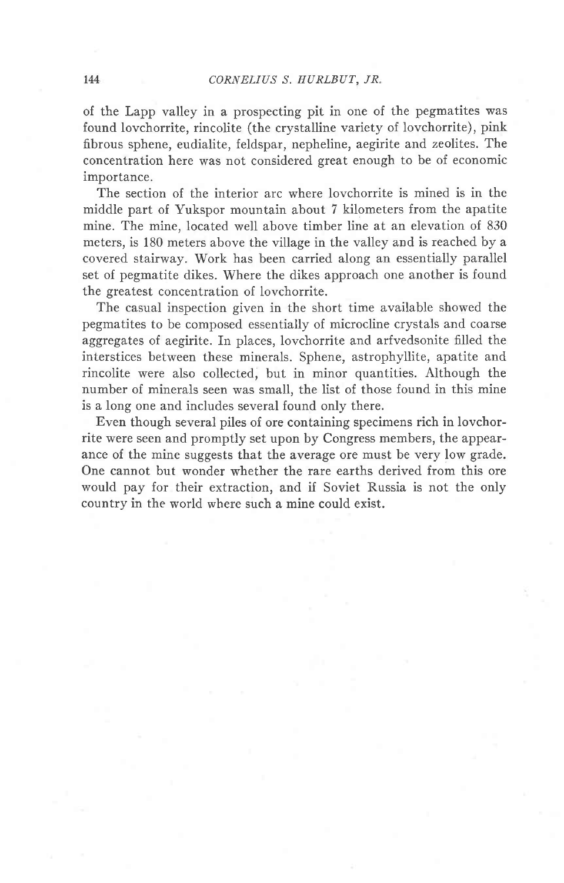of the Lapp valley in a prospecting pit in one of the pegmatites was found lovchorrite, rincolite (the crystalline variety of lovchorrite), pink fibrous sphene, eudialite, feldspar, nepheline, aegirite and zeolites. The concentration here was not considered great enough to be of economic importance.

The section of the interior arc where lovchorrite is mined is in the middle part of Yukspor mountain about 7 kilometers from the apatite mine. The mine, located well above timber line at an elevation of 830 meters, is 180 meters above the village in the valley and is reached by a covered stairway. Work has been carried along an essentially parallel set of pegmatite dikes. Where the dikes approach one another is found the greatest concentration of lovchorrite.

The casual inspection given in the short time available showed the pegmatites to be composed essentially of microcline crystals and coarse aggregates of aegirite. In places, lovchorrite and arfvedsonite filled the interstices between these minerals. Sphene, astrophyllite, apatite and rincolite were also collected, but in minor quantities. Although the number of minerals seen was small, the list of those found in this mine is a long one and includes several found only there.

Even though several piles of ore containing specimens rich in lovchorrite were seen and promptly set upon by Congress members, the appearance of the mine suggests that the average ore must be very low grade. One cannot but wonder whether the rare earths derived from this ore would pay for their extraction, and if Soviet Russia is not the only country in the world where such a mine could exist.